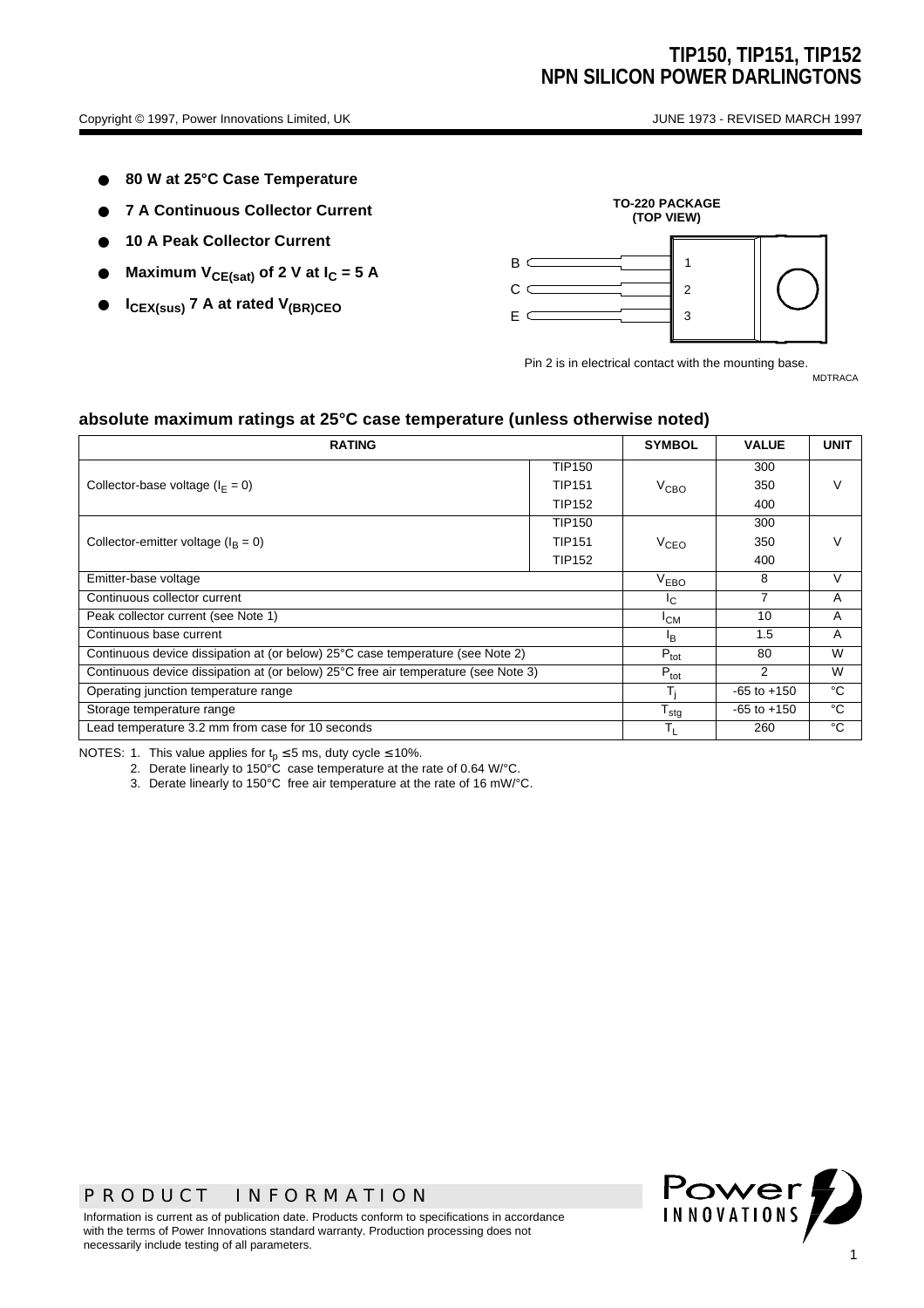# TIP150, TIP151, TIP152
# NPN SILICON POWER DARLINGTONS

Copyright © 1997, Power Innovations Limited, UK

JUNE 1973 - REVISED MARCH 1997

- **80 W at 25°C Case Temperature**
- **7 A Continuous Collector Current**
- **10 A Peak Collector Current**
- **Maximum $V_{CE(sat)}$ of 2 V at $I_C$ = 5 A**
- **$I_{CEX(sus)}$ 7 A at rated $V_{(BR)CEO}$**

**TO-220 PACKAGE (TOP VIEW)**

B 1
C 2
E 3

Pin 2 is in electrical contact with the mounting base.

MDTRACA

## absolute maximum ratings at 25°C case temperature (unless otherwise noted)

| RATING | | SYMBOL | VALUE | UNIT |
|---|---|---|---|---|
| Collector-base voltage ($I_E$ = 0) | TIP150 | $V_{CBO}$ | 300 | V |
| | TIP151 | | 350 | |
| | TIP152 | | 400 | |
| Collector-emitter voltage ($I_B$ = 0) | TIP150 | $V_{CEO}$ | 300 | V |
| | TIP151 | | 350 | |
| | TIP152 | | 400 | |
| Emitter-base voltage | | $V_{EBO}$ | 8 | V |
| Continuous collector current | | $I_C$ | 7 | A |
| Peak collector current (see Note 1) | | $I_{CM}$ | 10 | A |
| Continuous base current | | $I_B$ | 1.5 | A |
| Continuous device dissipation at (or below) 25°C case temperature (see Note 2) | | $P_{tot}$ | 80 | W |
| Continuous device dissipation at (or below) 25°C free air temperature (see Note 3) | | $P_{tot}$ | 2 | W |
| Operating junction temperature range | | $T_j$ | -65 to +150 | °C |
| Storage temperature range | | $T_{stg}$ | -65 to +150 | °C |
| Lead temperature 3.2 mm from case for 10 seconds | | $T_L$ | 260 | °C |

NOTES: 1. This value applies for $t_p \leq 5$ ms, duty cycle $\leq 10\%$.
2. Derate linearly to 150°C case temperature at the rate of 0.64 W/°C.
3. Derate linearly to 150°C free air temperature at the rate of 16 mW/°C.

PRODUCT INFORMATION

Information is current as of publication date. Products conform to specifications in accordance with the terms of Power Innovations standard warranty. Production processing does not necessarily include testing of all parameters.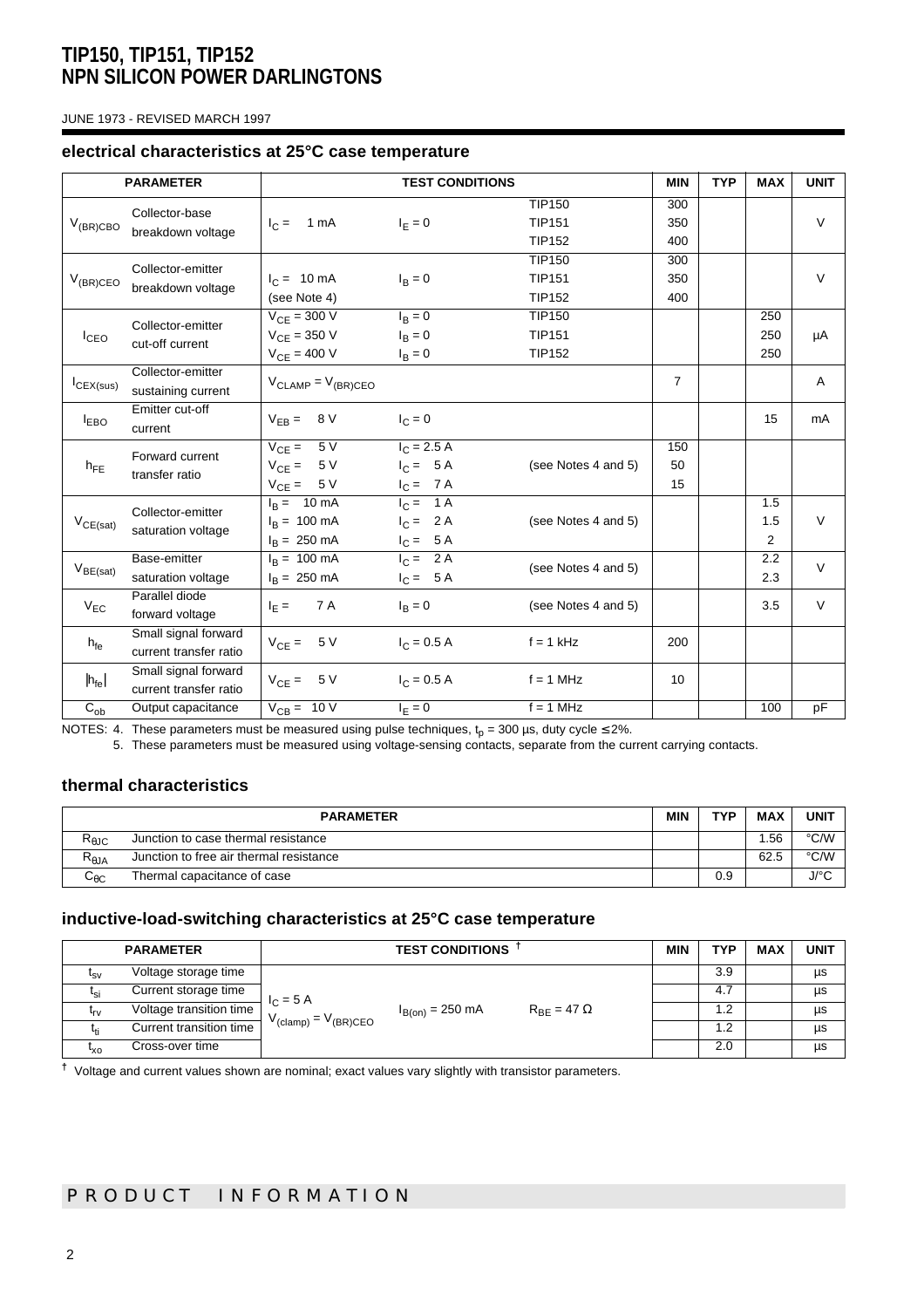# TIP150, TIP151, TIP152
# NPN SILICON POWER DARLINGTONS

JUNE 1973 - REVISED MARCH 1997

### electrical characteristics at 25°C case temperature

| PARAMETER | | TEST CONDITIONS | | | MIN | TYP | MAX | UNIT |
|---|---|---|---|---|---|---|---|---|
| $V_{(BR)CBO}$ | Collector-base breakdown voltage | $I_C$ = 1 mA | $I_E = 0$ | TIP150<br>TIP151<br>TIP152 | 300<br>350<br>400 | | | V |
| $V_{(BR)CEO}$ | Collector-emitter breakdown voltage | $I_C$ = 10 mA (see Note 4) | $I_B = 0$ | TIP150<br>TIP151<br>TIP152 | 300<br>350<br>400 | | | V |
| $I_{CEO}$ | Collector-emitter cut-off current | $V_{CE}$ = 300 V<br>$V_{CE}$ = 350 V<br>$V_{CE}$ = 400 V | $I_B = 0$<br>$I_B = 0$<br>$I_B = 0$ | TIP150<br>TIP151<br>TIP152 | | | 250<br>250<br>250 | µA |
| $I_{CEX(sus)}$ | Collector-emitter sustaining current | $V_{CLAMP} = V_{(BR)CEO}$ | | | 7 | | | A |
| $I_{EBO}$ | Emitter cut-off current | $V_{EB}$ = 8 V | $I_C = 0$ | | | | 15 | mA |
| $h_{FE}$ | Forward current transfer ratio | $V_{CE}$ = 5 V<br>$V_{CE}$ = 5 V<br>$V_{CE}$ = 5 V | $I_C$ = 2.5 A<br>$I_C$ = 5 A<br>$I_C$ = 7 A | (see Notes 4 and 5) | 150<br>50<br>15 | | | |
| $V_{CE(sat)}$ | Collector-emitter saturation voltage | $I_B$ = 10 mA<br>$I_B$ = 100 mA<br>$I_B$ = 250 mA | $I_C$ = 1 A<br>$I_C$ = 2 A<br>$I_C$ = 5 A | (see Notes 4 and 5) | | | 1.5<br>1.5<br>2 | V |
| $V_{BE(sat)}$ | Base-emitter saturation voltage | $I_B$ = 100 mA<br>$I_B$ = 250 mA | $I_C$ = 2 A<br>$I_C$ = 5 A | (see Notes 4 and 5) | | | 2.2<br>2.3 | V |
| $V_{EC}$ | Parallel diode forward voltage | $I_E$ = 7 A | $I_B = 0$ | (see Notes 4 and 5) | | | 3.5 | V |
| $h_{fe}$ | Small signal forward current transfer ratio | $V_{CE}$ = 5 V | $I_C$ = 0.5 A | f = 1 kHz | 200 | | | |
| $\|h_{fe}\|$ | Small signal forward current transfer ratio | $V_{CE}$ = 5 V | $I_C$ = 0.5 A | f = 1 MHz | 10 | | | |
| $C_{ob}$ | Output capacitance | $V_{CB}$ = 10 V | $I_E = 0$ | f = 1 MHz | | | 100 | pF |

NOTES: 4. These parameters must be measured using pulse techniques, $t_p$ = 300 µs, duty cycle ≤ 2%.

5. These parameters must be measured using voltage-sensing contacts, separate from the current carrying contacts.

### thermal characteristics

| PARAMETER | | MIN | TYP | MAX | UNIT |
|---|---|---|---|---|---|
| $R_{\theta JC}$ | Junction to case thermal resistance | | | 1.56 | °C/W |
| $R_{\theta JA}$ | Junction to free air thermal resistance | | | 62.5 | °C/W |
| $C_{\theta C}$ | Thermal capacitance of case | | 0.9 | | J/°C |

### inductive-load-switching characteristics at 25°C case temperature

| PARAMETER | | TEST CONDITIONS † | | | MIN | TYP | MAX | UNIT |
|---|---|---|---|---|---|---|---|---|
| $t_{sv}$ | Voltage storage time | $I_C$ = 5 A<br>$V_{(clamp)} = V_{(BR)CEO}$ | $I_{B(on)}$ = 250 mA | $R_{BE}$ = 47 Ω | | 3.9 | | µs |
| $t_{si}$ | Current storage time | | | | | 4.7 | | µs |
| $t_{rv}$ | Voltage transition time | | | | | 1.2 | | µs |
| $t_{ti}$ | Current transition time | | | | | 1.2 | | µs |
| $t_{xo}$ | Cross-over time | | | | | 2.0 | | µs |

† Voltage and current values shown are nominal; exact values vary slightly with transistor parameters.

PRODUCT INFORMATION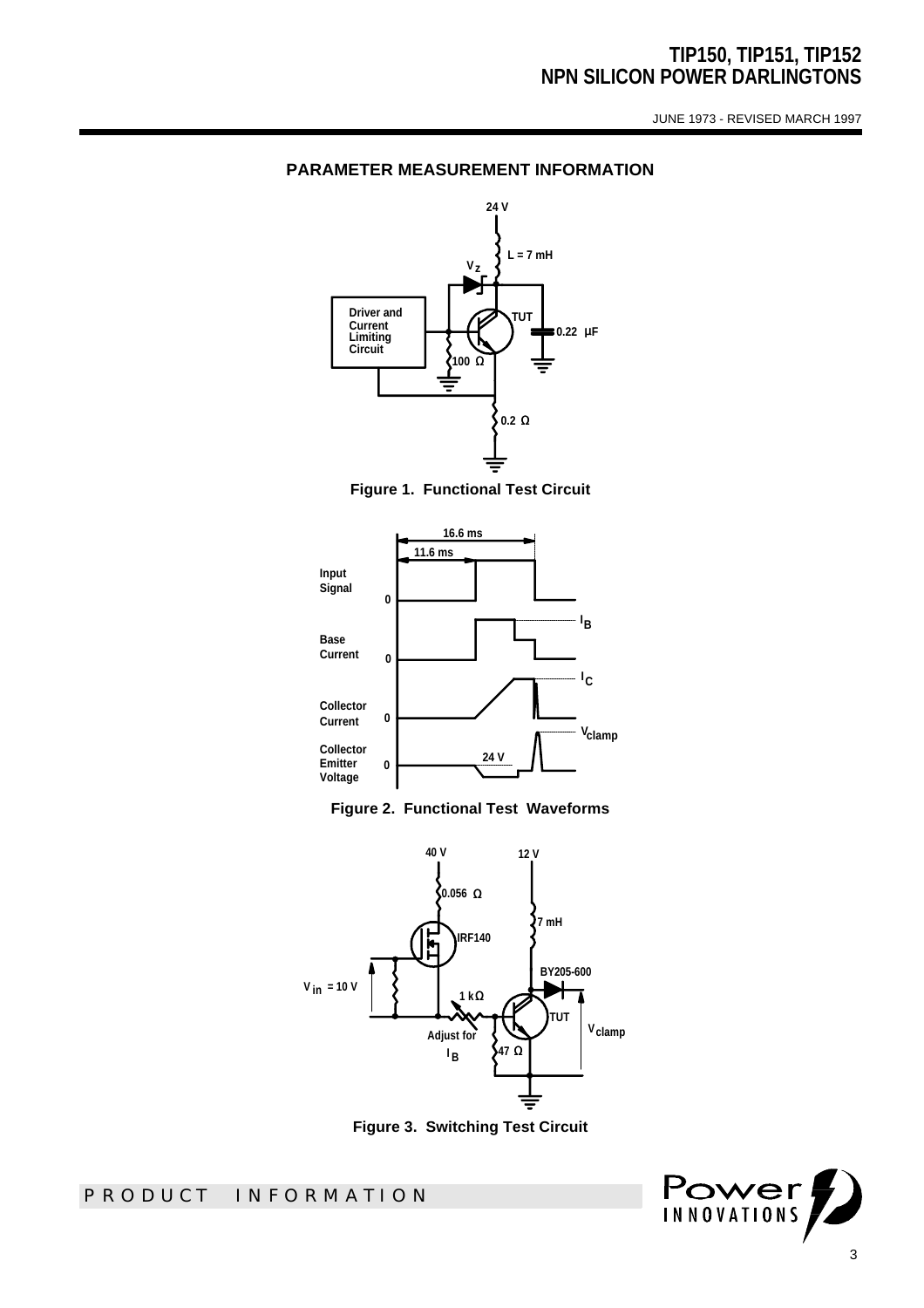## PARAMETER MEASUREMENT INFORMATION

24 V

L = 7 mH

$V_Z$

Driver and Current Limiting Circuit

TUT

0.22 µF

100 Ω

0.2 Ω

**Figure 1. Functional Test Circuit**

16.6 ms

11.6 ms

Input Signal 0

Base Current 0 $I_B$

Collector Current 0 $I_C$

Collector Emitter Voltage 0 24 V $V_{clamp}$

**Figure 2. Functional Test Waveforms**

40 V

12 V

0.056 Ω

7 mH

IRF140

BY205-600

$V_{in}$ = 10 V

1 kΩ

TUT

$V_{clamp}$

Adjust for $I_B$

47 Ω

**Figure 3. Switching Test Circuit**

PRODUCT INFORMATION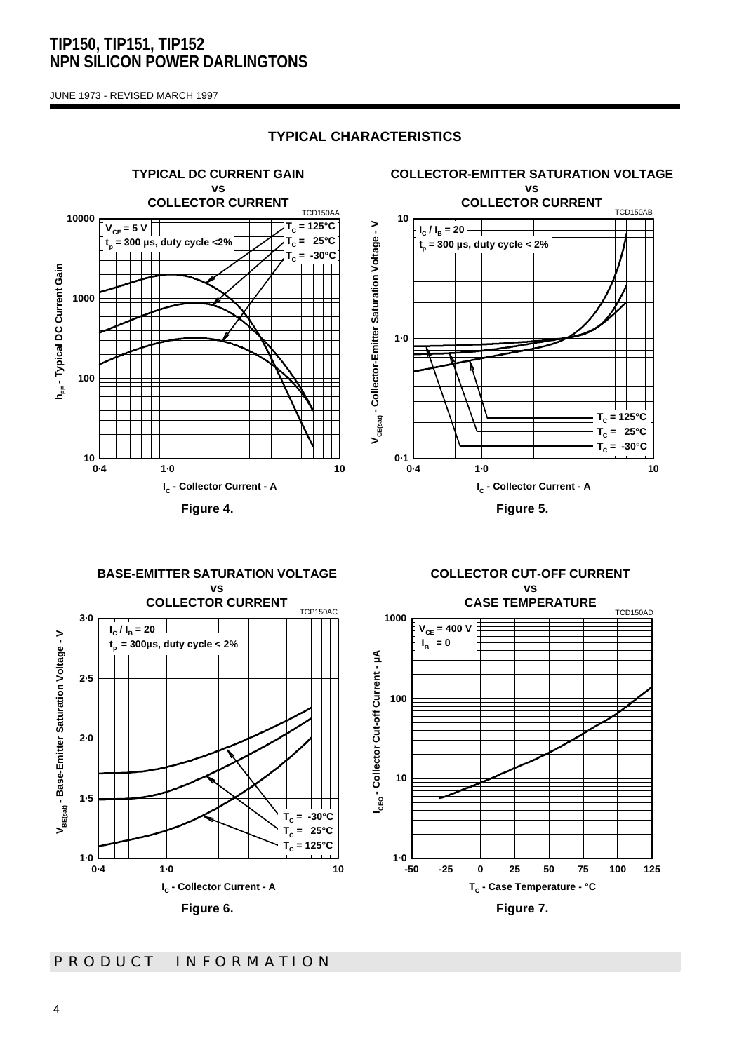## TYPICAL CHARACTERISTICS

**TYPICAL DC CURRENT GAIN vs COLLECTOR CURRENT**

TCD150AA

$V_{CE}$ = 5 V
$t_p$ = 300 µs, duty cycle <2%

$T_C$ = 125°C
$T_C$ = 25°C
$T_C$ = -30°C

$h_{FE}$ - Typical DC Current Gain

$I_C$ - Collector Current - A

Figure 4.

**COLLECTOR-EMITTER SATURATION VOLTAGE vs COLLECTOR CURRENT**

TCD150AB

$I_C$ / $I_B$ = 20
$t_p$ = 300 µs, duty cycle < 2%

$T_C$ = 125°C
$T_C$ = 25°C
$T_C$ = -30°C

$V_{CE(sat)}$ - Collector-Emitter Saturation Voltage - V

$I_C$ - Collector Current - A

Figure 5.

**BASE-EMITTER SATURATION VOLTAGE vs COLLECTOR CURRENT**

TCP150AC

$I_C$ / $I_B$ = 20
$t_p$ = 300µs, duty cycle < 2%

$T_C$ = -30°C
$T_C$ = 25°C
$T_C$ = 125°C

$V_{BE(sat)}$ - Base-Emitter Saturation Voltage - V

$I_C$ - Collector Current - A

Figure 6.

**COLLECTOR CUT-OFF CURRENT vs CASE TEMPERATURE**

TCD150AD

$V_{CE}$ = 400 V
$I_B$ = 0

$I_{CEO}$ - Collector Cut-off Current - µA

$T_C$ - Case Temperature - °C

Figure 7.

PRODUCT INFORMATION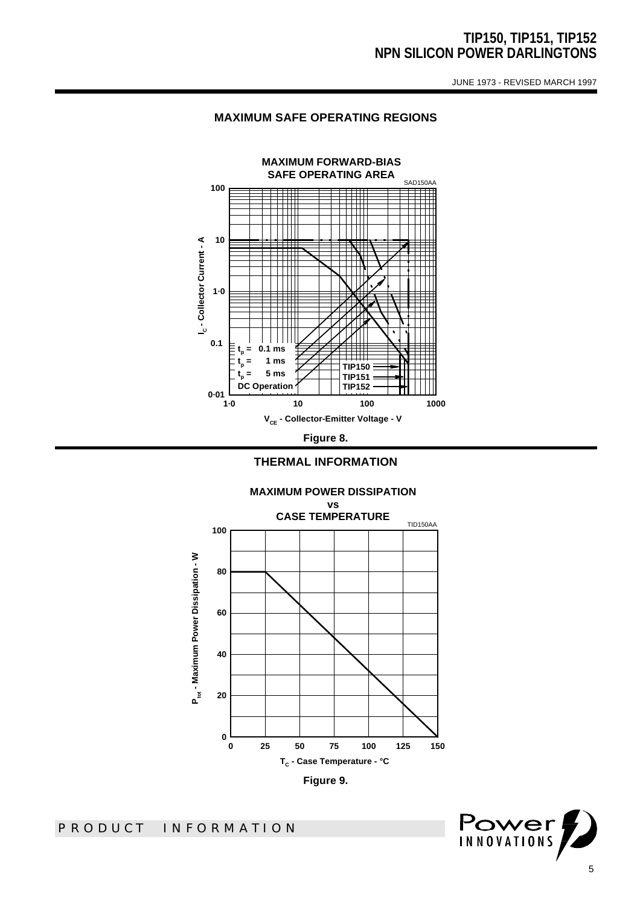## MAXIMUM SAFE OPERATING REGIONS

MAXIMUM FORWARD-BIAS SAFE OPERATING AREA

SAD150AA

$I_C$ - Collector Current - A

$V_{CE}$ - Collector-Emitter Voltage - V

$t_p$ = 0.1 ms
$t_p$ = 1 ms
$t_p$ = 5 ms
DC Operation

TIP150
TIP151
TIP152

Figure 8.

## THERMAL INFORMATION

MAXIMUM POWER DISSIPATION vs CASE TEMPERATURE

TID150AA

$P_{tot}$ - Maximum Power Dissipation - W

$T_C$ - Case Temperature - °C

Figure 9.

PRODUCT INFORMATION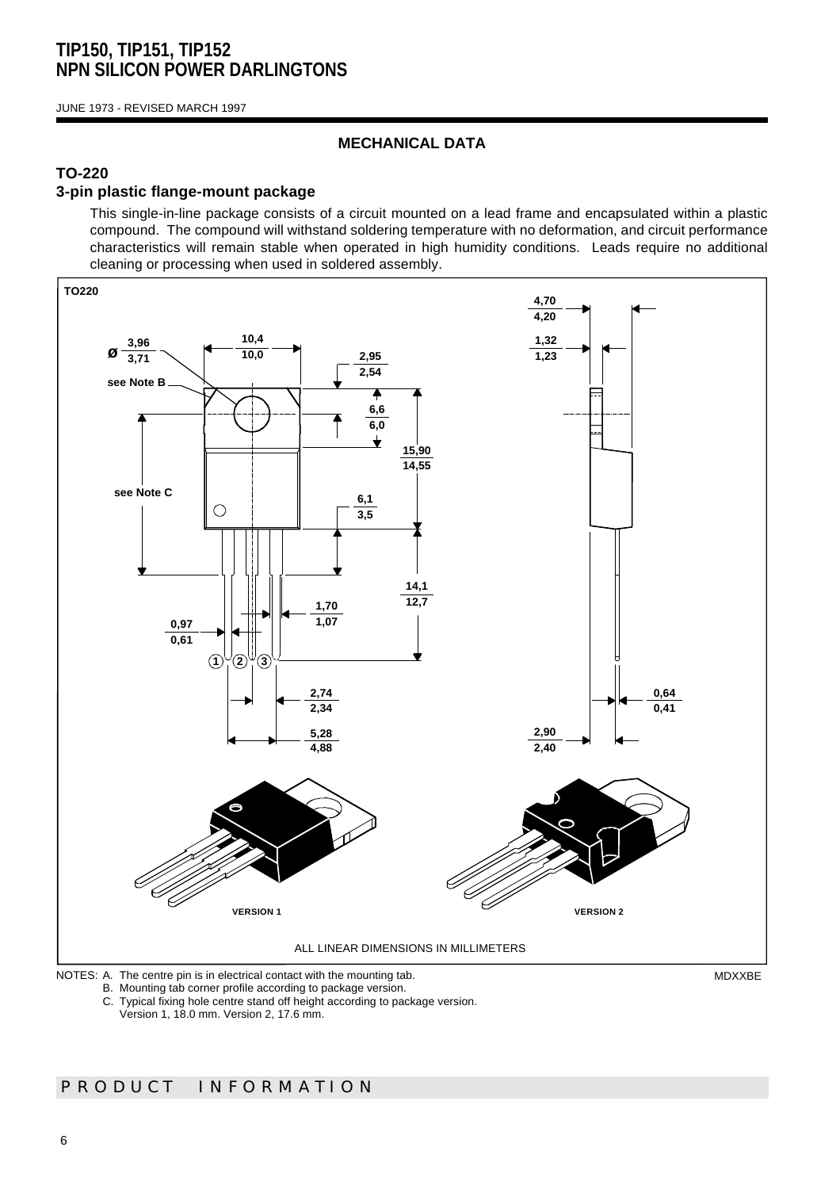# TIP150, TIP151, TIP152
# NPN SILICON POWER DARLINGTONS

JUNE 1973 - REVISED MARCH 1997

## MECHANICAL DATA

### TO-220
### 3-pin plastic flange-mount package

This single-in-line package consists of a circuit mounted on a lead frame and encapsulated within a plastic compound. The compound will withstand soldering temperature with no deformation, and circuit performance characteristics will remain stable when operated in high humidity conditions. Leads require no additional cleaning or processing when used in soldered assembly.

TO220

ALL LINEAR DIMENSIONS IN MILLIMETERS

NOTES: A. The centre pin is in electrical contact with the mounting tab.
B. Mounting tab corner profile according to package version.
C. Typical fixing hole centre stand off height according to package version.
Version 1, 18.0 mm. Version 2, 17.6 mm.

MDXXBE

PRODUCT INFORMATION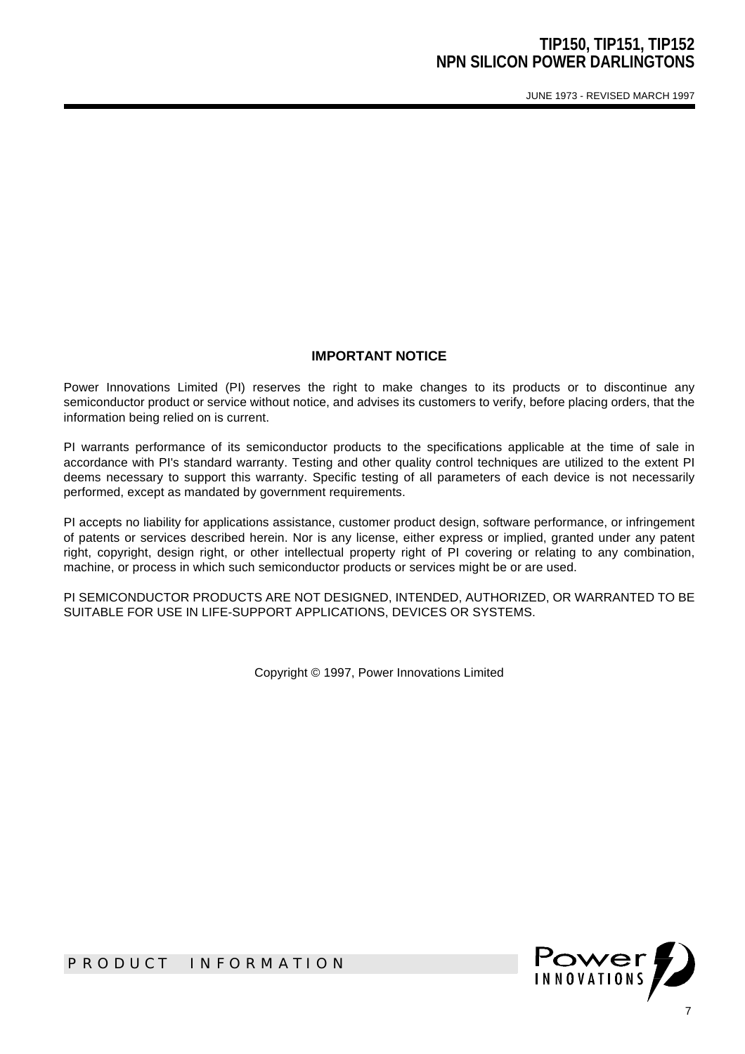## IMPORTANT NOTICE

Power Innovations Limited (PI) reserves the right to make changes to its products or to discontinue any semiconductor product or service without notice, and advises its customers to verify, before placing orders, that the information being relied on is current.

PI warrants performance of its semiconductor products to the specifications applicable at the time of sale in accordance with PI's standard warranty. Testing and other quality control techniques are utilized to the extent PI deems necessary to support this warranty. Specific testing of all parameters of each device is not necessarily performed, except as mandated by government requirements.

PI accepts no liability for applications assistance, customer product design, software performance, or infringement of patents or services described herein. Nor is any license, either express or implied, granted under any patent right, copyright, design right, or other intellectual property right of PI covering or relating to any combination, machine, or process in which such semiconductor products or services might be or are used.

PI SEMICONDUCTOR PRODUCTS ARE NOT DESIGNED, INTENDED, AUTHORIZED, OR WARRANTED TO BE SUITABLE FOR USE IN LIFE-SUPPORT APPLICATIONS, DEVICES OR SYSTEMS.

Copyright © 1997, Power Innovations Limited